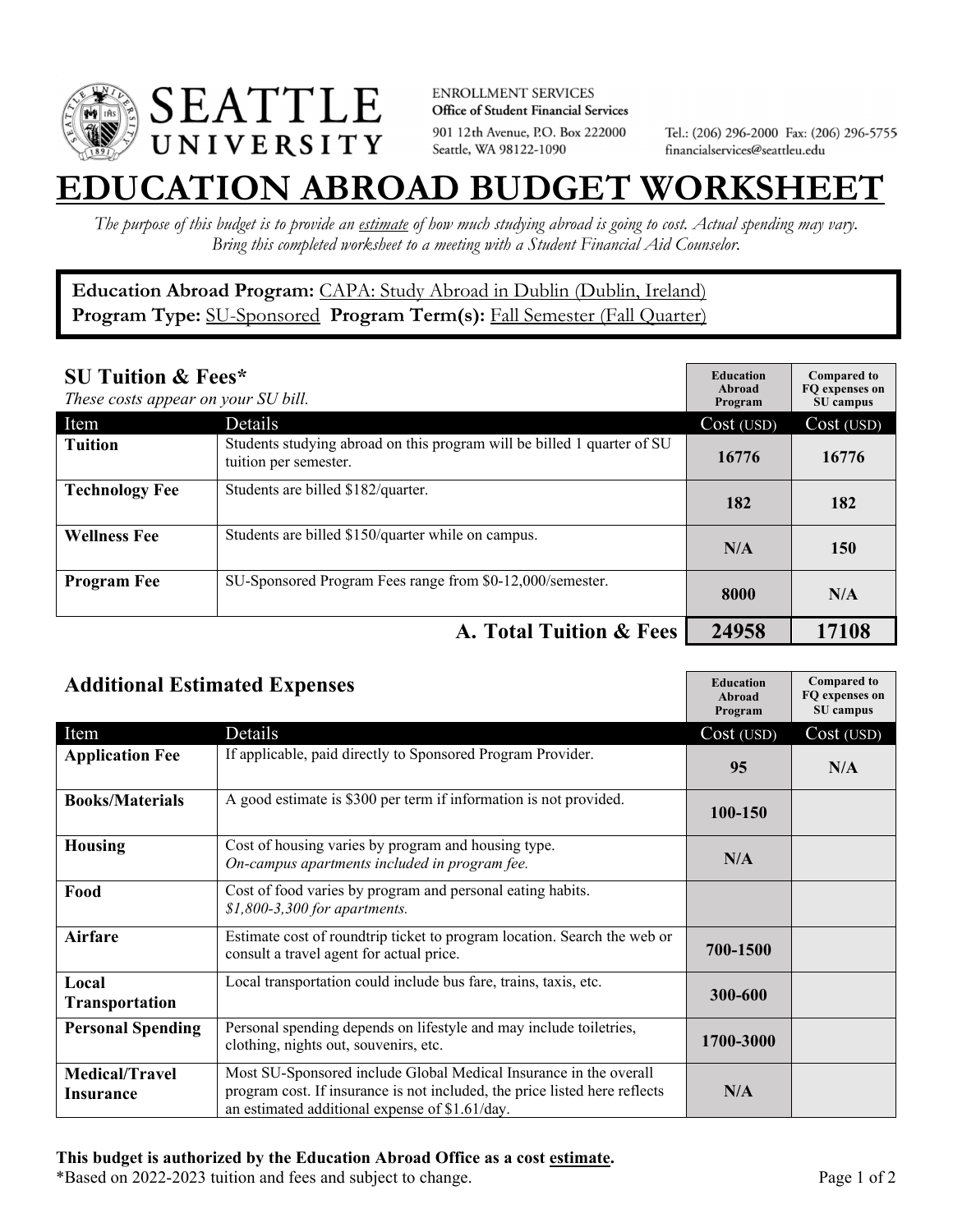SEATTLE UNIVERSITY

ENROLLMENT SERVICES
**Office of Student Financial Services**
901 12th Avenue, P.O. Box 222000
Seattle, WA 98122-1090

Tel.: (206) 296-2000 Fax: (206) 296-5755
financialservices@seattleu.edu

# EDUCATION ABROAD BUDGET WORKSHEET

*The purpose of this budget is to provide an estimate of how much studying abroad is going to cost. Actual spending may vary. Bring this completed worksheet to a meeting with a Student Financial Aid Counselor.*

**Education Abroad Program:** CAPA: Study Abroad in Dublin (Dublin, Ireland)
**Program Type:** SU-Sponsored **Program Term(s):** Fall Semester (Fall Quarter)

## SU Tuition & Fees*

*These costs appear on your SU bill.*

| Item | Details | Education Abroad Program Cost (USD) | Compared to FQ expenses on SU campus Cost (USD) |
|---|---|---|---|
| **Tuition** | Students studying abroad on this program will be billed 1 quarter of SU tuition per semester. | 16776 | 16776 |
| **Technology Fee** | Students are billed $182/quarter. | 182 | 182 |
| **Wellness Fee** | Students are billed $150/quarter while on campus. | N/A | 150 |
| **Program Fee** | SU-Sponsored Program Fees range from $0-12,000/semester. | 8000 | N/A |
| | **A. Total Tuition & Fees** | **24958** | **17108** |

## Additional Estimated Expenses

| Item | Details | Education Abroad Program Cost (USD) | Compared to FQ expenses on SU campus Cost (USD) |
|---|---|---|---|
| **Application Fee** | If applicable, paid directly to Sponsored Program Provider. | 95 | N/A |
| **Books/Materials** | A good estimate is $300 per term if information is not provided. | 100-150 | |
| **Housing** | Cost of housing varies by program and housing type. *On-campus apartments included in program fee.* | N/A | |
| **Food** | Cost of food varies by program and personal eating habits. *$1,800-3,300 for apartments.* | | |
| **Airfare** | Estimate cost of roundtrip ticket to program location. Search the web or consult a travel agent for actual price. | 700-1500 | |
| **Local Transportation** | Local transportation could include bus fare, trains, taxis, etc. | 300-600 | |
| **Personal Spending** | Personal spending depends on lifestyle and may include toiletries, clothing, nights out, souvenirs, etc. | 1700-3000 | |
| **Medical/Travel Insurance** | Most SU-Sponsored include Global Medical Insurance in the overall program cost. If insurance is not included, the price listed here reflects an estimated additional expense of $1.61/day. | N/A | |

**This budget is authorized by the Education Abroad Office as a cost estimate.**
*Based on 2022-2023 tuition and fees and subject to change.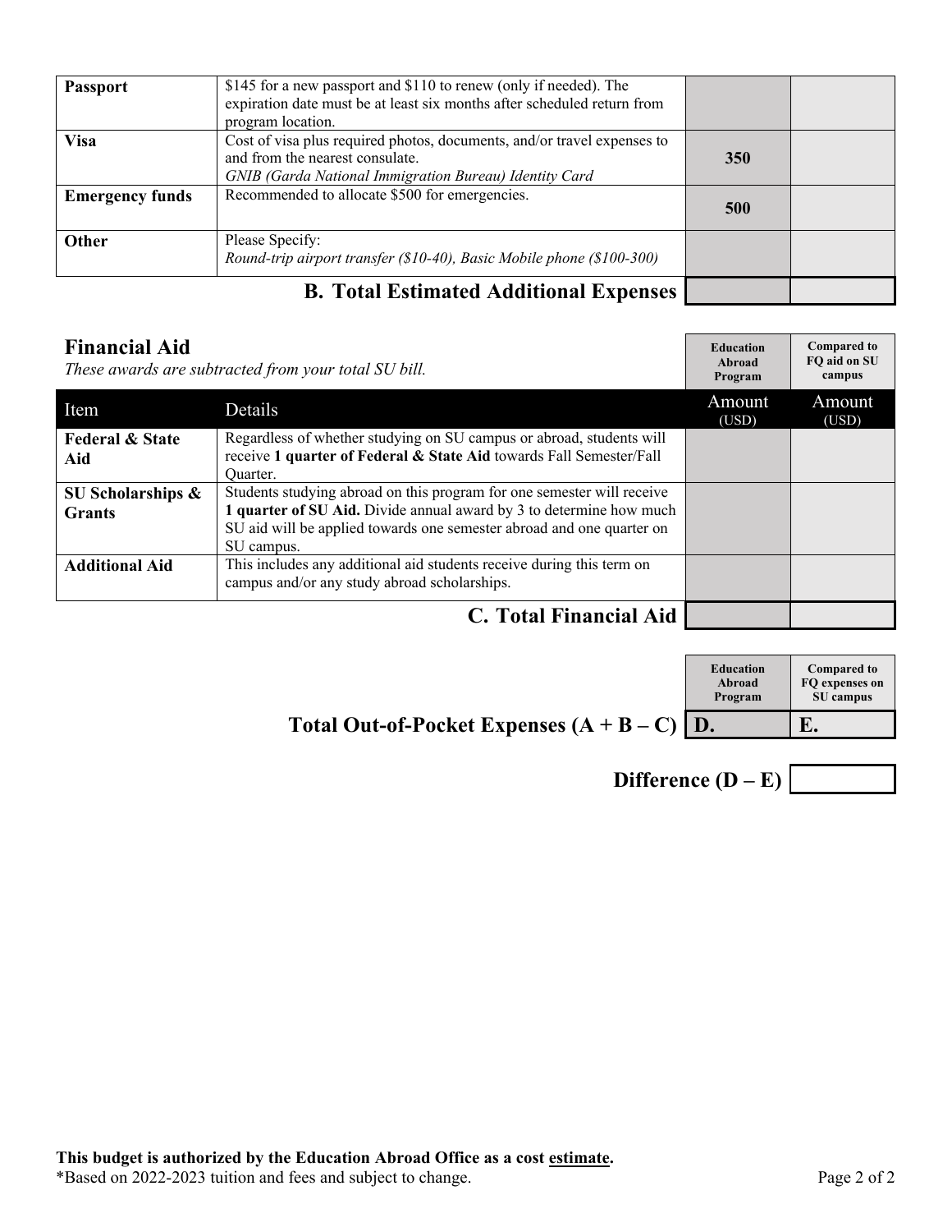| | | | |
|---|---|---|---|
| **Passport** | $145 for a new passport and $110 to renew (only if needed). The expiration date must be at least six months after scheduled return from program location. | | |
| **Visa** | Cost of visa plus required photos, documents, and/or travel expenses to and from the nearest consulate. *GNIB (Garda National Immigration Bureau) Identity Card* | **350** | |
| **Emergency funds** | Recommended to allocate $500 for emergencies. | **500** | |
| **Other** | Please Specify: *Round-trip airport transfer ($10-40), Basic Mobile phone ($100-300)* | | |
| | **B. Total Estimated Additional Expenses** | | |

## Financial Aid

*These awards are subtracted from your total SU bill.*

| | | Education Abroad Program | Compared to FQ aid on SU campus |
|---|---|---|---|
| **Item** | **Details** | **Amount (USD)** | **Amount (USD)** |
| **Federal & State Aid** | Regardless of whether studying on SU campus or abroad, students will receive **1 quarter of Federal & State Aid** towards Fall Semester/Fall Quarter. | | |
| **SU Scholarships & Grants** | Students studying abroad on this program for one semester will receive **1 quarter of SU Aid.** Divide annual award by 3 to determine how much SU aid will be applied towards one semester abroad and one quarter on SU campus. | | |
| **Additional Aid** | This includes any additional aid students receive during this term on campus and/or any study abroad scholarships. | | |
| | **C. Total Financial Aid** | | |

| | Education Abroad Program | Compared to FQ expenses on SU campus |
|---|---|---|
| **Total Out-of-Pocket Expenses (A + B – C)** | **D.** | **E.** |

| | |
|---|---|
| **Difference (D – E)** | |

**This budget is authorized by the Education Abroad Office as a cost estimate.**

*Based on 2022-2023 tuition and fees and subject to change.